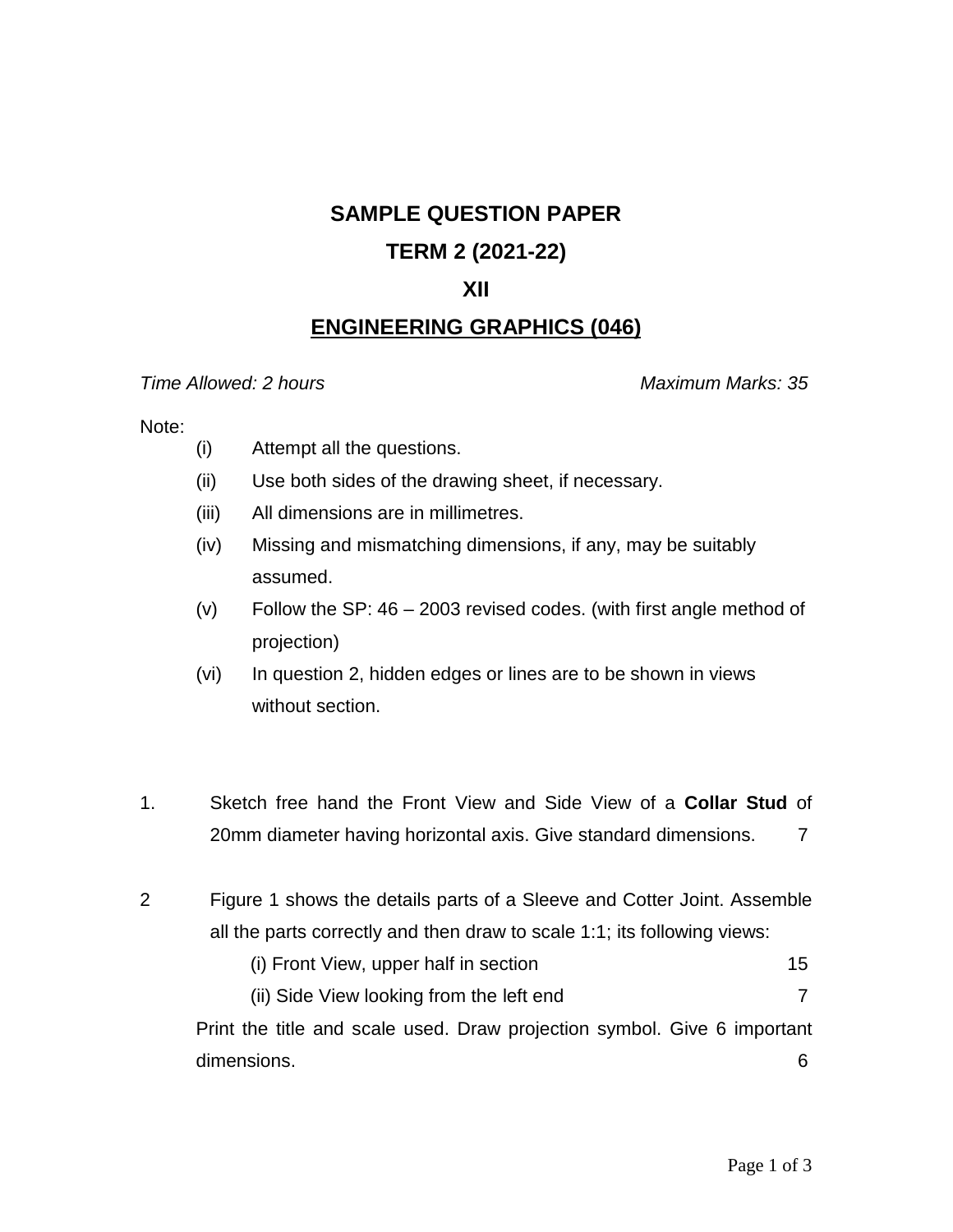# SAMPLE QUESTION PAPER

# TERM 2 (2021-22)

# XII

# ENGINEERING GRAPHICS (046)

*Time Allowed: 2 hours* *Maximum Marks: 35*

Note:

- (i) Attempt all the questions.
- (ii) Use both sides of the drawing sheet, if necessary.
- (iii) All dimensions are in millimetres.
- (iv) Missing and mismatching dimensions, if any, may be suitably assumed.
- (v) Follow the SP: 46 – 2003 revised codes. (with first angle method of projection)
- (vi) In question 2, hidden edges or lines are to be shown in views without section.

1. Sketch free hand the Front View and Side View of a **Collar Stud** of 20mm diameter having horizontal axis. Give standard dimensions. 7

2 Figure 1 shows the details parts of a Sleeve and Cotter Joint. Assemble all the parts correctly and then draw to scale 1:1; its following views:

(i) Front View, upper half in section 15

(ii) Side View looking from the left end 7

Print the title and scale used. Draw projection symbol. Give 6 important dimensions. 6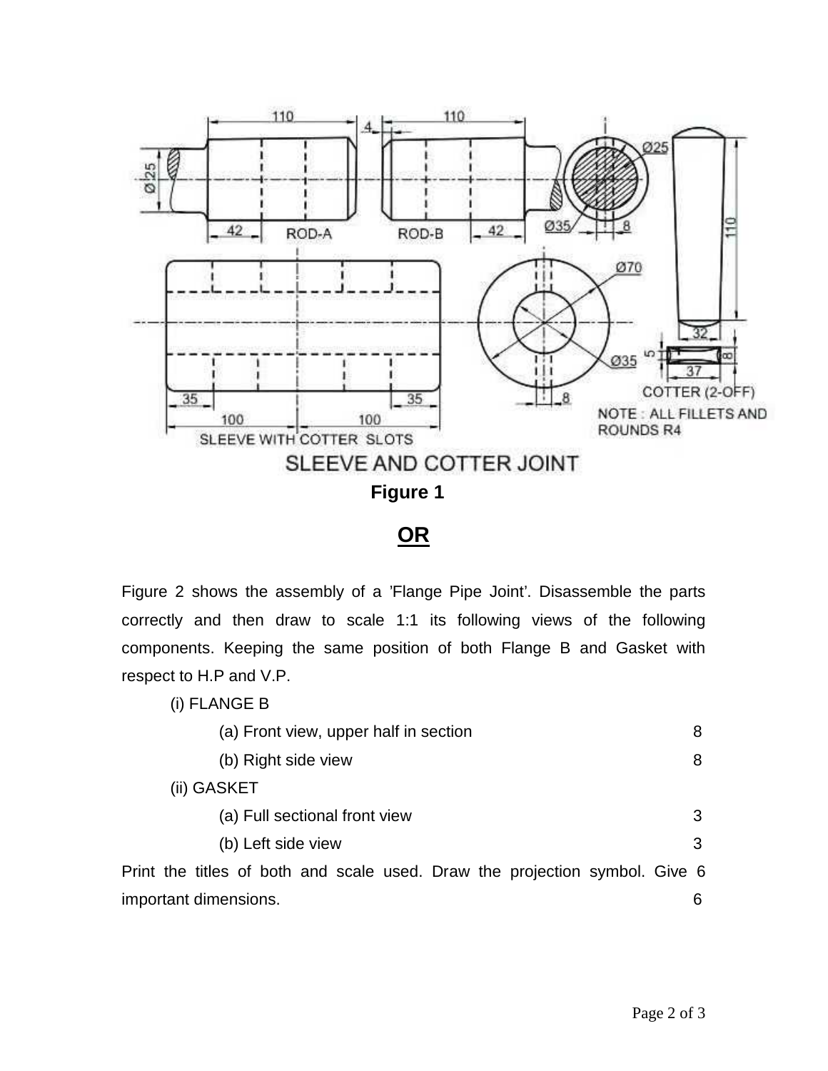SLEEVE AND COTTER JOINT

**Figure 1**

**OR**

Figure 2 shows the assembly of a 'Flange Pipe Joint'. Disassemble the parts correctly and then draw to scale 1:1 its following views of the following components. Keeping the same position of both Flange B and Gasket with respect to H.P and V.P.

(i) FLANGE B

- (a) Front view, upper half in section — 8
- (b) Right side view — 8

(ii) GASKET

- (a) Full sectional front view — 3
- (b) Left side view — 3

Print the titles of both and scale used. Draw the projection symbol. Give 6 important dimensions. — 6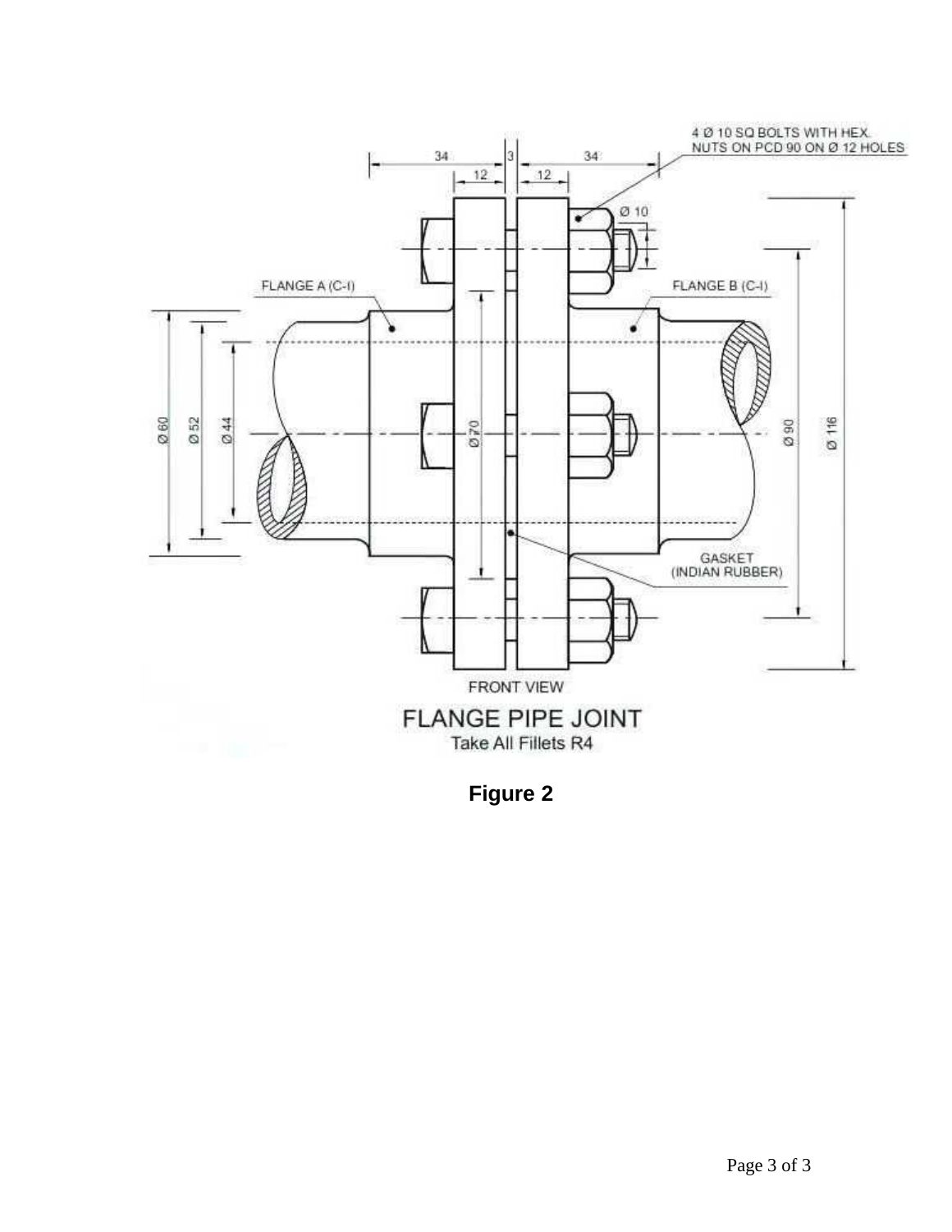4 Ø 10 SQ BOLTS WITH HEX. NUTS ON PCD 90 ON Ø 12 HOLES

34

3

34

12

12

Ø 10

FLANGE A (C-I)

FLANGE B (C-I)

Ø 60

Ø 52

Ø 44

Ø70

Ø 90

Ø 116

GASKET (INDIAN RUBBER)

FRONT VIEW

FLANGE PIPE JOINT

Take All Fillets R4

**Figure 2**